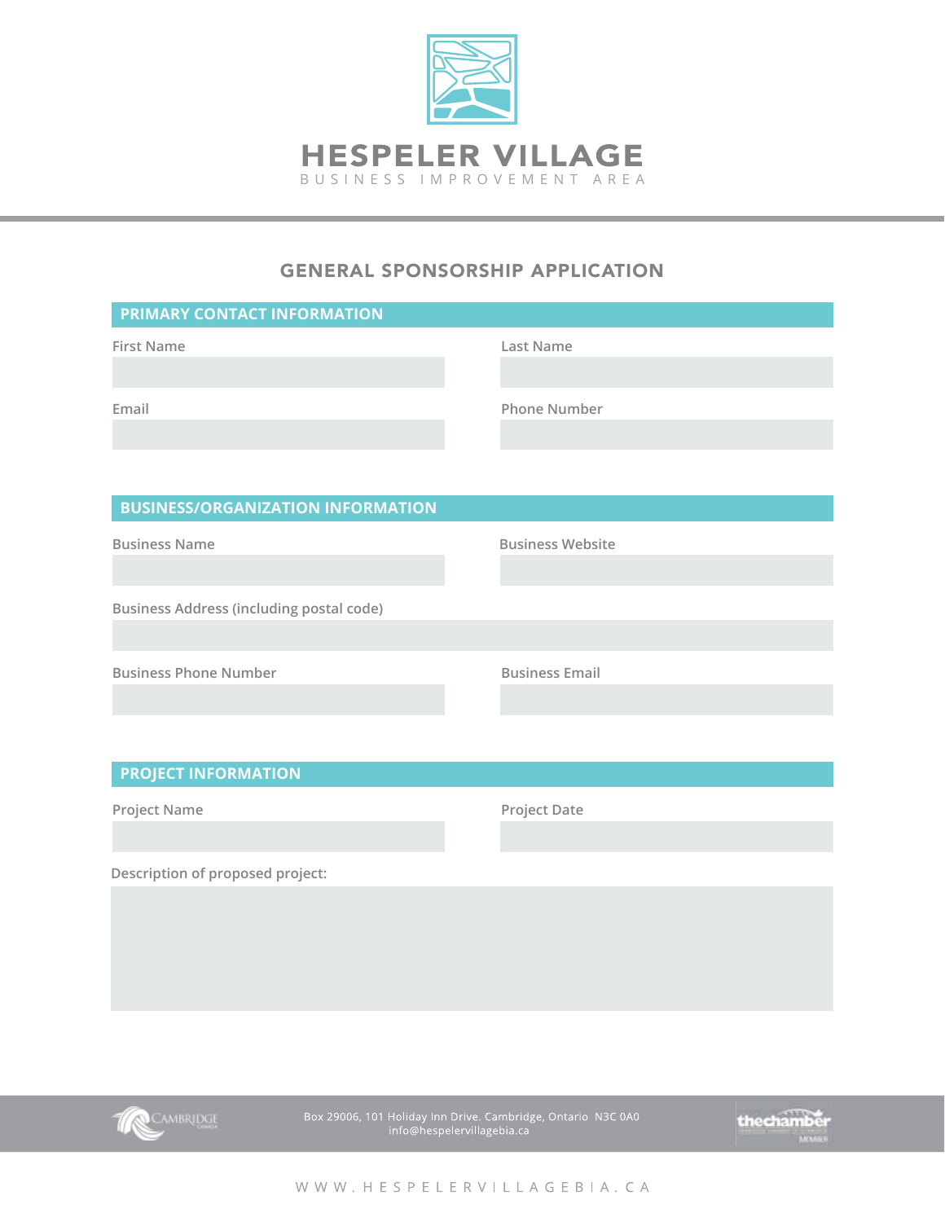# HESPELER VILLAGE

BUSINESS IMPROVEMENT AREA

## GENERAL SPONSORSHIP APPLICATION

### PRIMARY CONTACT INFORMATION

First Name

Last Name

Email

Phone Number

### BUSINESS/ORGANIZATION INFORMATION

Business Name

Business Website

Business Address (including postal code)

Business Phone Number

Business Email

### PROJECT INFORMATION

Project Name

Project Date

Description of proposed project:

Box 29006, 101 Holiday Inn Drive. Cambridge, Ontario N3C 0A0
info@hespelervillagebia.ca

WWW.HESPELERVILLAGEBIA.CA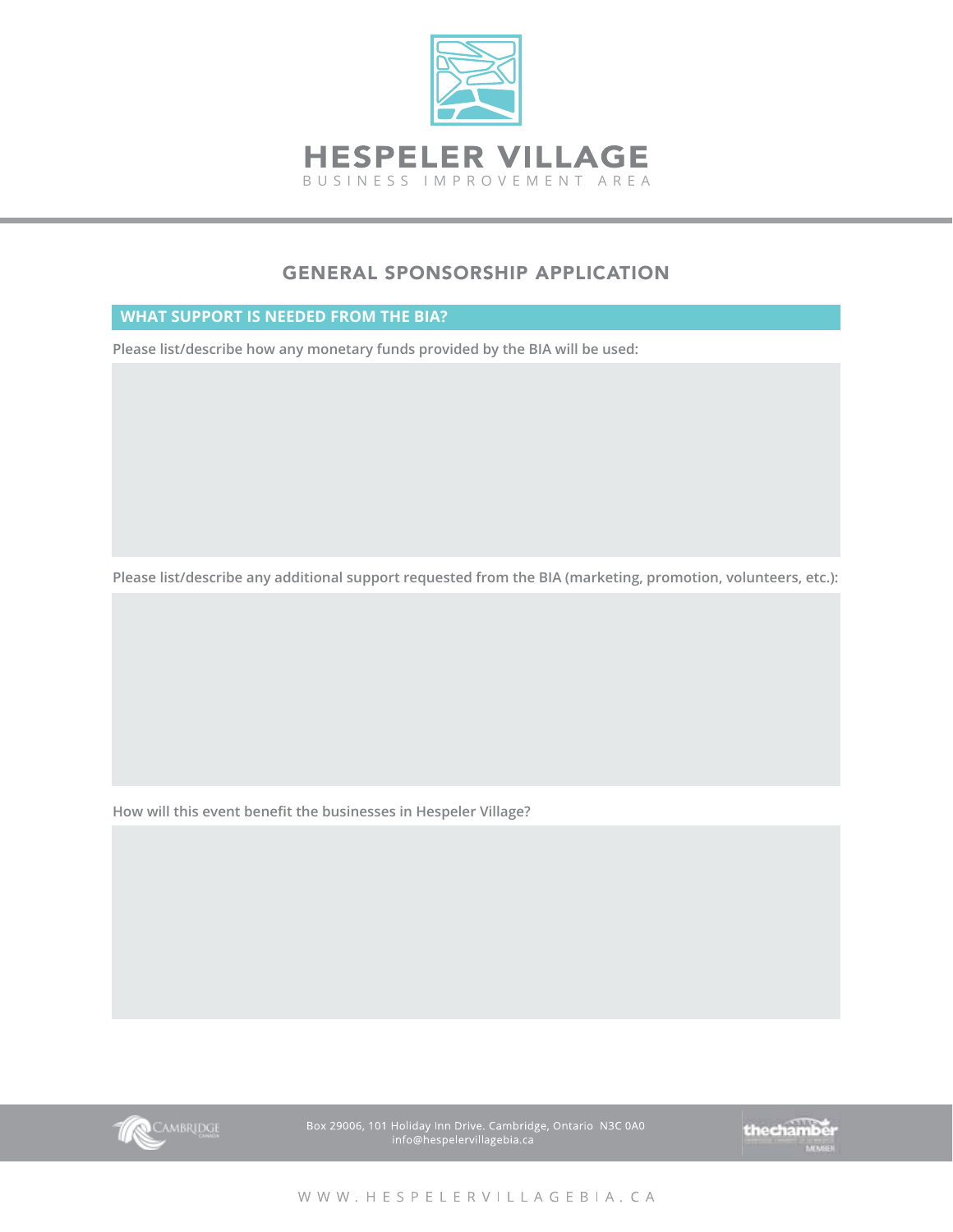# HESPELER VILLAGE

BUSINESS IMPROVEMENT AREA

## GENERAL SPONSORSHIP APPLICATION

### WHAT SUPPORT IS NEEDED FROM THE BIA?

**Please list/describe how any monetary funds provided by the BIA will be used:**

**Please list/describe any additional support requested from the BIA (marketing, promotion, volunteers, etc.):**

**How will this event benefit the businesses in Hespeler Village?**

Box 29006, 101 Holiday Inn Drive. Cambridge, Ontario N3C 0A0
info@hespelervillagebia.ca

WWW.HESPELERVILLAGEBIA.CA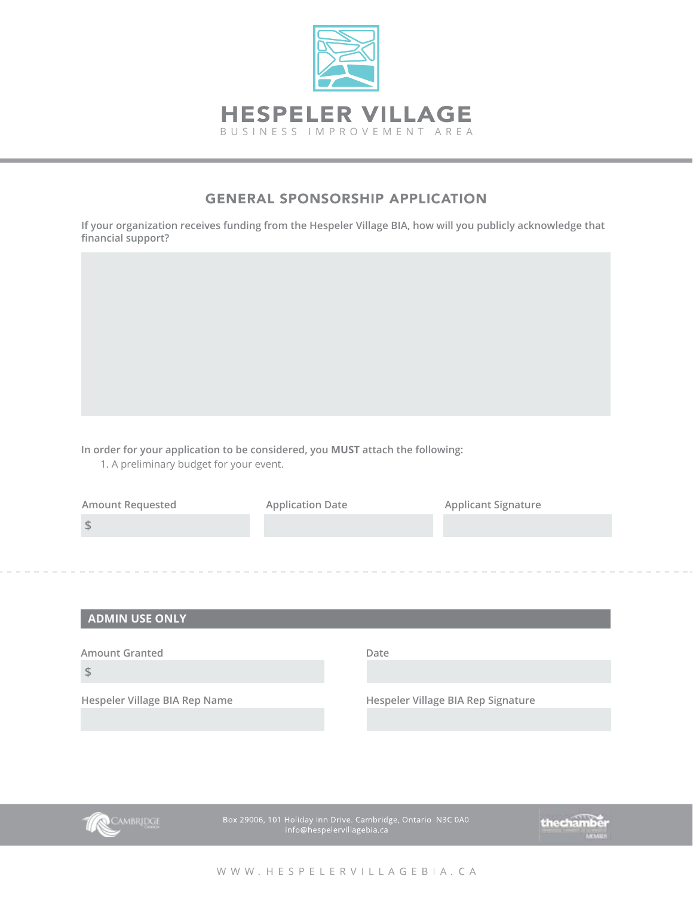# HESPELER VILLAGE

BUSINESS IMPROVEMENT AREA

## GENERAL SPONSORSHIP APPLICATION

**If your organization receives funding from the Hespeler Village BIA, how will you publicly acknowledge that financial support?**

**In order for your application to be considered, you MUST attach the following:**

1. A preliminary budget for your event.

| Amount Requested | Application Date | Applicant Signature |
| --- | --- | --- |
| $ | | |

### ADMIN USE ONLY

| Amount Granted | Date |
| --- | --- |
| $ | |

| Hespeler Village BIA Rep Name | Hespeler Village BIA Rep Signature |
| --- | --- |
| | |

Box 29006, 101 Holiday Inn Drive. Cambridge, Ontario N3C 0A0
info@hespelervillagebia.ca

WWW.HESPELERVILLAGEBIA.CA